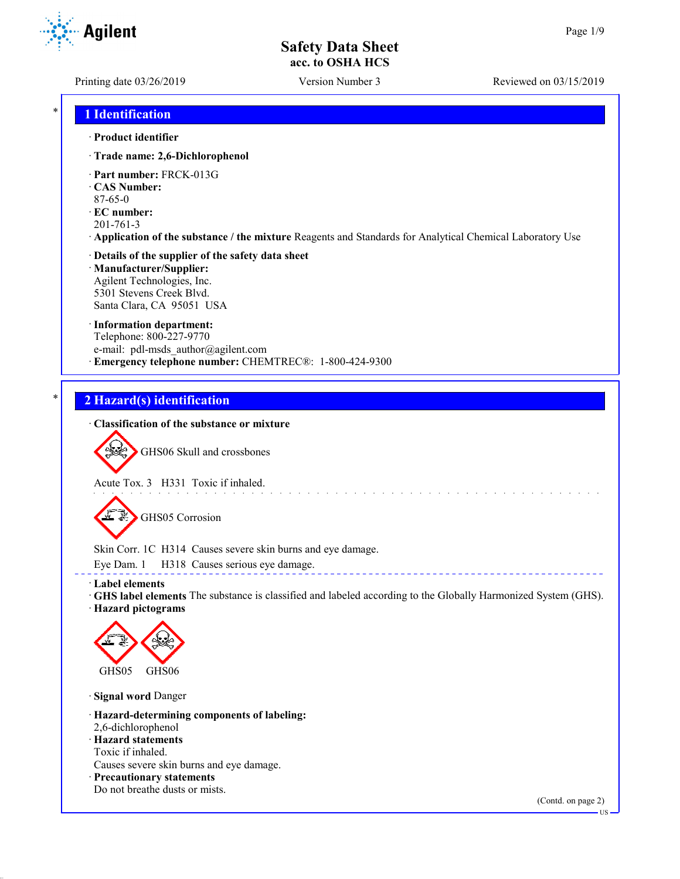# Safety Data Sheet
**acc. to OSHA HCS**

Printing date 03/26/2019 Version Number 3 Reviewed on 03/15/2019

## 1 Identification

· **Product identifier**

· **Trade name: 2,6-Dichlorophenol**

· **Part number:** FRCK-013G
· **CAS Number:**
87-65-0
· **EC number:**
201-761-3
· **Application of the substance / the mixture** Reagents and Standards for Analytical Chemical Laboratory Use

· **Details of the supplier of the safety data sheet**
· **Manufacturer/Supplier:**
Agilent Technologies, Inc.
5301 Stevens Creek Blvd.
Santa Clara, CA 95051 USA

· **Information department:**
Telephone: 800-227-9770
e-mail: pdl-msds_author@agilent.com
· **Emergency telephone number:** CHEMTREC®: 1-800-424-9300

## 2 Hazard(s) identification

· **Classification of the substance or mixture**

GHS06 Skull and crossbones

Acute Tox. 3 H331 Toxic if inhaled.

GHS05 Corrosion

Skin Corr. 1C H314 Causes severe skin burns and eye damage.
Eye Dam. 1 H318 Causes serious eye damage.

· **Label elements**
· **GHS label elements** The substance is classified and labeled according to the Globally Harmonized System (GHS).
· **Hazard pictograms**

GHS05 GHS06

· **Signal word** Danger

· **Hazard-determining components of labeling:**
2,6-dichlorophenol
· **Hazard statements**
Toxic if inhaled.
Causes severe skin burns and eye damage.
· **Precautionary statements**
Do not breathe dusts or mists.

(Contd. on page 2)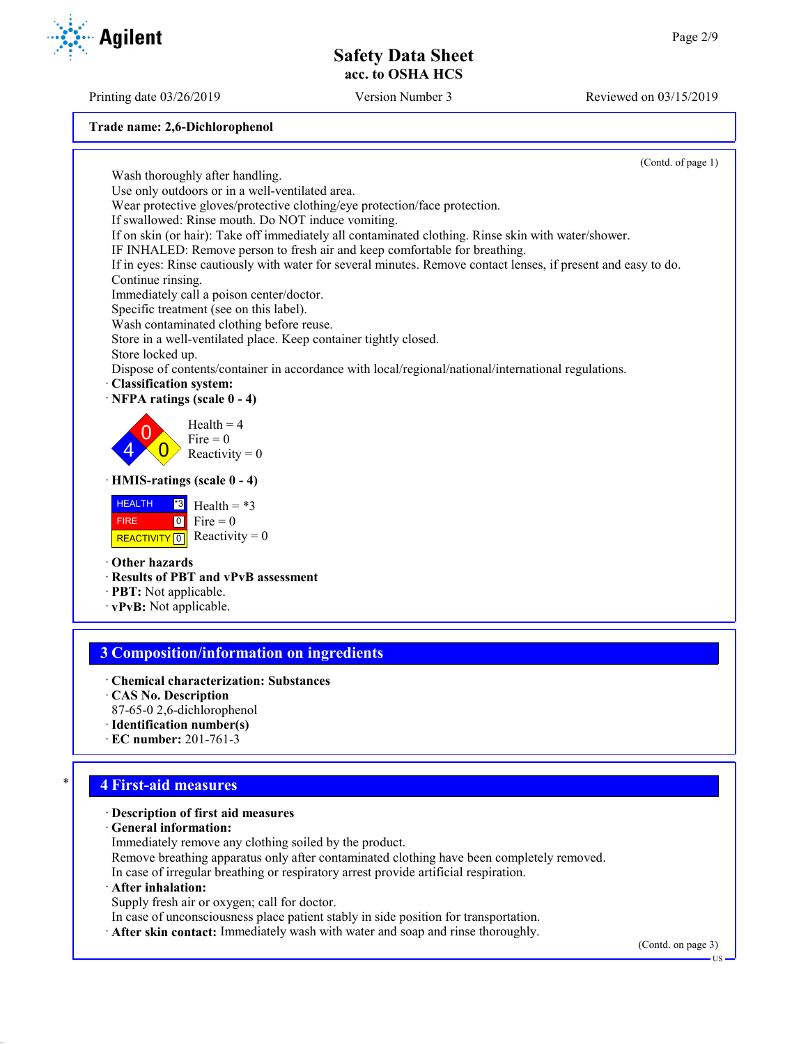Trade name: 2,6-Dichlorophenol

(Contd. of page 1)

Wash thoroughly after handling.
Use only outdoors or in a well-ventilated area.
Wear protective gloves/protective clothing/eye protection/face protection.
If swallowed: Rinse mouth. Do NOT induce vomiting.
If on skin (or hair): Take off immediately all contaminated clothing. Rinse skin with water/shower.
IF INHALED: Remove person to fresh air and keep comfortable for breathing.
If in eyes: Rinse cautiously with water for several minutes. Remove contact lenses, if present and easy to do. Continue rinsing.
Immediately call a poison center/doctor.
Specific treatment (see on this label).
Wash contaminated clothing before reuse.
Store in a well-ventilated place. Keep container tightly closed.
Store locked up.
Dispose of contents/container in accordance with local/regional/national/international regulations.

· **Classification system:**
· **NFPA ratings (scale 0 - 4)**

Health = 4
Fire = 0
Reactivity = 0

· **HMIS-ratings (scale 0 - 4)**

| HEALTH | *3 |
|---|---|
| FIRE | 0 |
| REACTIVITY | 0 |

Health = *3
Fire = 0
Reactivity = 0

· **Other hazards**
· **Results of PBT and vPvB assessment**
· **PBT:** Not applicable.
· **vPvB:** Not applicable.

## 3 Composition/information on ingredients

· **Chemical characterization: Substances**
· **CAS No. Description**
87-65-0 2,6-dichlorophenol
· **Identification number(s)**
· **EC number:** 201-761-3

## 4 First-aid measures

· **Description of first aid measures**
· **General information:**
Immediately remove any clothing soiled by the product.
Remove breathing apparatus only after contaminated clothing have been completely removed.
In case of irregular breathing or respiratory arrest provide artificial respiration.
· **After inhalation:**
Supply fresh air or oxygen; call for doctor.
In case of unconsciousness place patient stably in side position for transportation.
· **After skin contact:** Immediately wash with water and soap and rinse thoroughly.

(Contd. on page 3)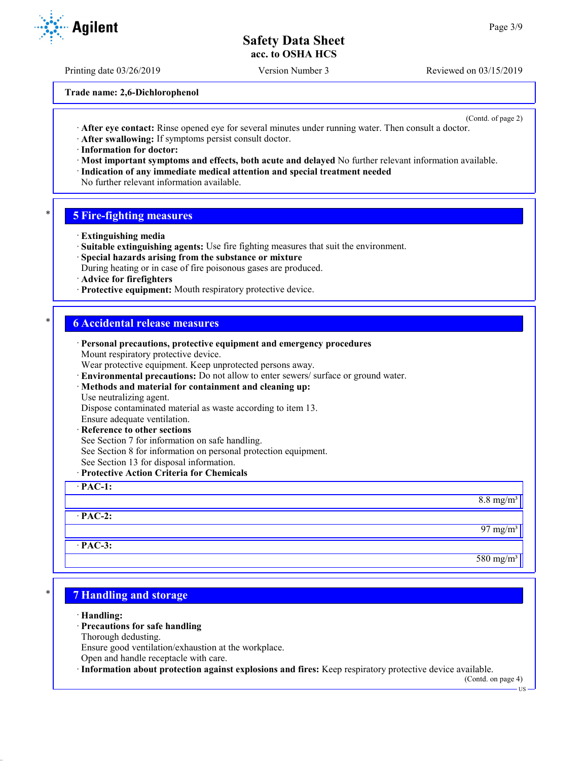**Trade name: 2,6-Dichlorophenol**

(Contd. of page 2)

· **After eye contact:** Rinse opened eye for several minutes under running water. Then consult a doctor.
· **After swallowing:** If symptoms persist consult doctor.
· **Information for doctor:**
· **Most important symptoms and effects, both acute and delayed** No further relevant information available.
· **Indication of any immediate medical attention and special treatment needed**
No further relevant information available.

## 5 Fire-fighting measures

· **Extinguishing media**
· **Suitable extinguishing agents:** Use fire fighting measures that suit the environment.
· **Special hazards arising from the substance or mixture**
During heating or in case of fire poisonous gases are produced.
· **Advice for firefighters**
· **Protective equipment:** Mouth respiratory protective device.

## 6 Accidental release measures

· **Personal precautions, protective equipment and emergency procedures**
Mount respiratory protective device.
Wear protective equipment. Keep unprotected persons away.
· **Environmental precautions:** Do not allow to enter sewers/ surface or ground water.
· **Methods and material for containment and cleaning up:**
Use neutralizing agent.
Dispose contaminated material as waste according to item 13.
Ensure adequate ventilation.
· **Reference to other sections**
See Section 7 for information on safe handling.
See Section 8 for information on personal protection equipment.
See Section 13 for disposal information.
· **Protective Action Criteria for Chemicals**

| · **PAC-1:** | |
|---|---|
| | 8.8 mg/m³ |
| · **PAC-2:** | |
| | 97 mg/m³ |
| · **PAC-3:** | |
| | 580 mg/m³ |

## 7 Handling and storage

· **Handling:**
· **Precautions for safe handling**
Thorough dedusting.
Ensure good ventilation/exhaustion at the workplace.
Open and handle receptacle with care.
· **Information about protection against explosions and fires:** Keep respiratory protective device available.

(Contd. on page 4)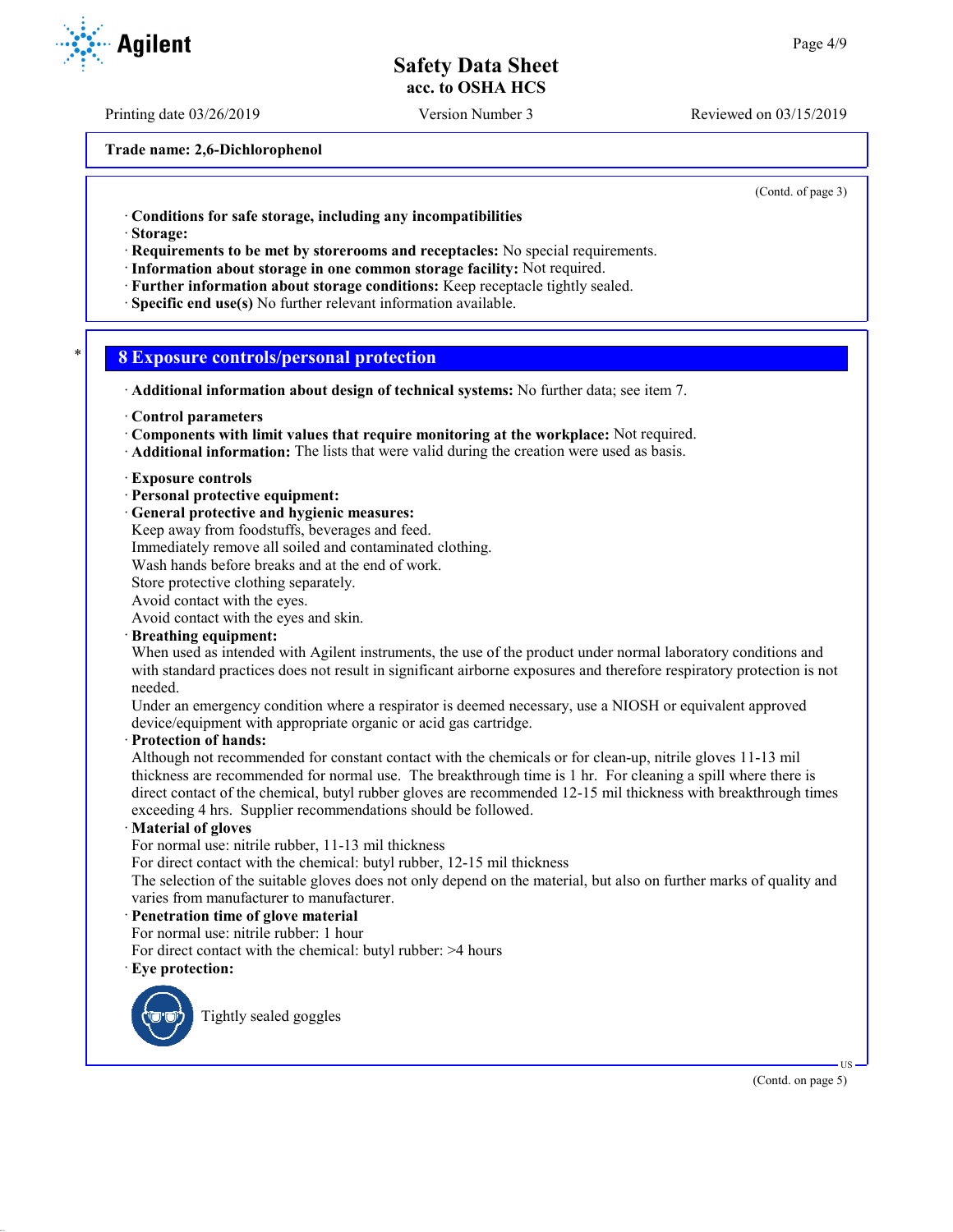**Trade name: 2,6-Dichlorophenol**

(Contd. of page 3)

· **Conditions for safe storage, including any incompatibilities**
· **Storage:**
· **Requirements to be met by storerooms and receptacles:** No special requirements.
· **Information about storage in one common storage facility:** Not required.
· **Further information about storage conditions:** Keep receptacle tightly sealed.
· **Specific end use(s)** No further relevant information available.

## 8 Exposure controls/personal protection

· **Additional information about design of technical systems:** No further data; see item 7.

· **Control parameters**
· **Components with limit values that require monitoring at the workplace:** Not required.
· **Additional information:** The lists that were valid during the creation were used as basis.

· **Exposure controls**
· **Personal protective equipment:**
· **General protective and hygienic measures:**
Keep away from foodstuffs, beverages and feed.
Immediately remove all soiled and contaminated clothing.
Wash hands before breaks and at the end of work.
Store protective clothing separately.
Avoid contact with the eyes.
Avoid contact with the eyes and skin.
· **Breathing equipment:**
When used as intended with Agilent instruments, the use of the product under normal laboratory conditions and with standard practices does not result in significant airborne exposures and therefore respiratory protection is not needed.
Under an emergency condition where a respirator is deemed necessary, use a NIOSH or equivalent approved device/equipment with appropriate organic or acid gas cartridge.
· **Protection of hands:**
Although not recommended for constant contact with the chemicals or for clean-up, nitrile gloves 11-13 mil thickness are recommended for normal use. The breakthrough time is 1 hr. For cleaning a spill where there is direct contact of the chemical, butyl rubber gloves are recommended 12-15 mil thickness with breakthrough times exceeding 4 hrs. Supplier recommendations should be followed.
· **Material of gloves**
For normal use: nitrile rubber, 11-13 mil thickness
For direct contact with the chemical: butyl rubber, 12-15 mil thickness
The selection of the suitable gloves does not only depend on the material, but also on further marks of quality and varies from manufacturer to manufacturer.
· **Penetration time of glove material**
For normal use: nitrile rubber: 1 hour
For direct contact with the chemical: butyl rubber: >4 hours
· **Eye protection:**

Tightly sealed goggles

(Contd. on page 5)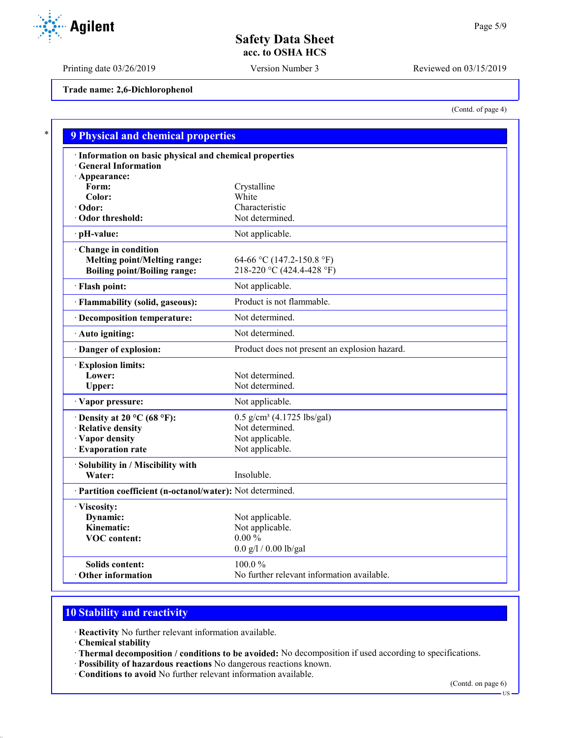Trade name: 2,6-Dichlorophenol

(Contd. of page 4)

## 9 Physical and chemical properties

· **Information on basic physical and chemical properties**
· **General Information**
· **Appearance:**

| | |
|---|---|
| **Form:** | Crystalline |
| **Color:** | White |
| · **Odor:** | Characteristic |
| · **Odor threshold:** | Not determined. |
| · **pH-value:** | Not applicable. |
| · **Change in condition** | |
| **Melting point/Melting range:** | 64-66 °C (147.2-150.8 °F) |
| **Boiling point/Boiling range:** | 218-220 °C (424.4-428 °F) |
| · **Flash point:** | Not applicable. |
| · **Flammability (solid, gaseous):** | Product is not flammable. |
| · **Decomposition temperature:** | Not determined. |
| · **Auto igniting:** | Not determined. |
| · **Danger of explosion:** | Product does not present an explosion hazard. |
| · **Explosion limits:** | |
| **Lower:** | Not determined. |
| **Upper:** | Not determined. |
| · **Vapor pressure:** | Not applicable. |
| · **Density at 20 °C (68 °F):** | 0.5 g/cm³ (4.1725 lbs/gal) |
| · **Relative density** | Not determined. |
| · **Vapor density** | Not applicable. |
| · **Evaporation rate** | Not applicable. |
| · **Solubility in / Miscibility with** | |
| **Water:** | Insoluble. |
| · **Partition coefficient (n-octanol/water):** | Not determined. |
| · **Viscosity:** | |
| **Dynamic:** | Not applicable. |
| **Kinematic:** | Not applicable. |
| **VOC content:** | 0.00 % |
| | 0.0 g/l / 0.00 lb/gal |
| **Solids content:** | 100.0 % |
| · **Other information** | No further relevant information available. |

## 10 Stability and reactivity

· **Reactivity** No further relevant information available.
· **Chemical stability**
· **Thermal decomposition / conditions to be avoided:** No decomposition if used according to specifications.
· **Possibility of hazardous reactions** No dangerous reactions known.
· **Conditions to avoid** No further relevant information available.

(Contd. on page 6)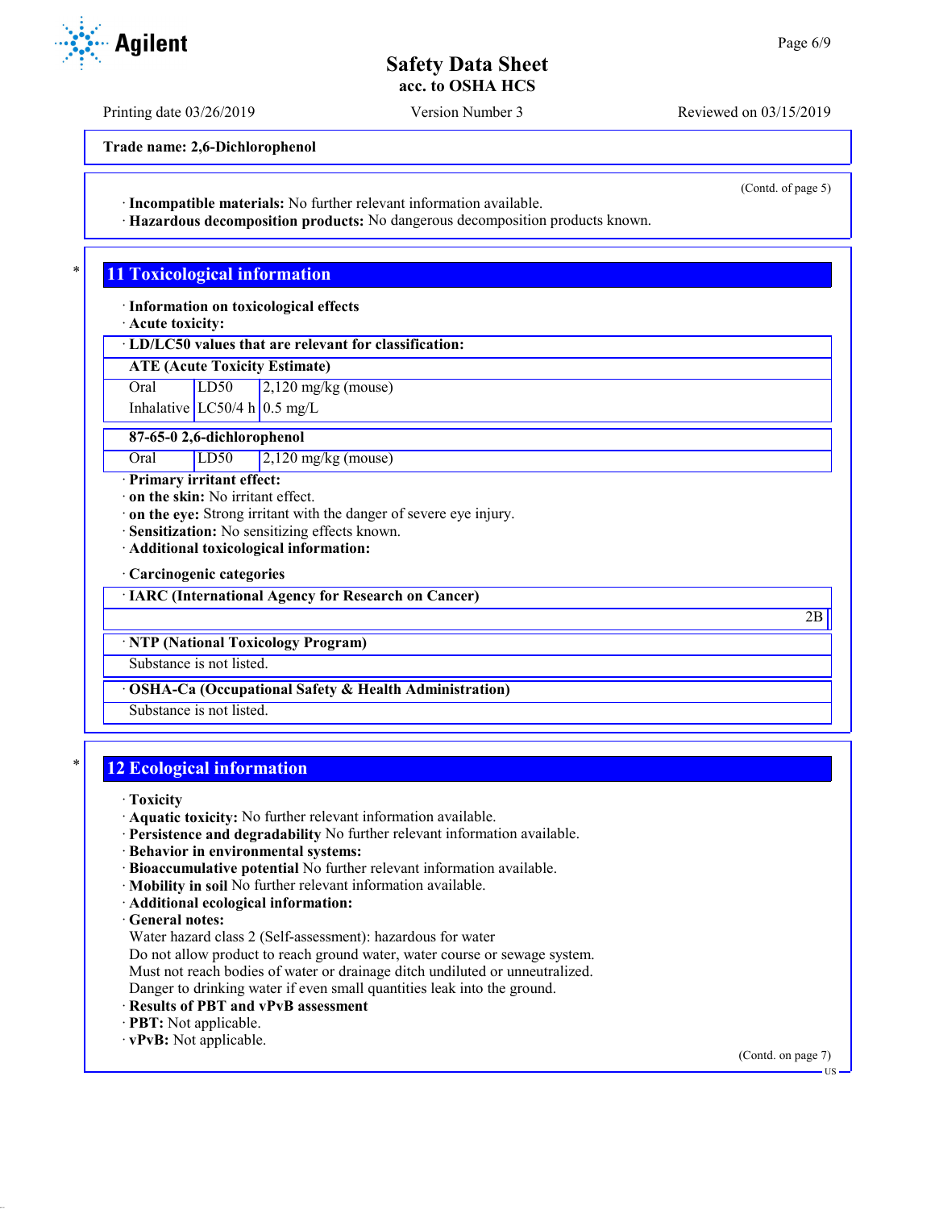**Trade name: 2,6-Dichlorophenol**

(Contd. of page 5)

· **Incompatible materials:** No further relevant information available.
· **Hazardous decomposition products:** No dangerous decomposition products known.

## 11 Toxicological information

· **Information on toxicological effects**
· **Acute toxicity:**

| · LD/LC50 values that are relevant for classification: | | |
|---|---|---|
| **ATE (Acute Toxicity Estimate)** | | |
| Oral | LD50 | 2,120 mg/kg (mouse) |
| Inhalative | LC50/4 h | 0.5 mg/L |
| **87-65-0 2,6-dichlorophenol** | | |
| Oral | LD50 | 2,120 mg/kg (mouse) |

· **Primary irritant effect:**
· **on the skin:** No irritant effect.
· **on the eye:** Strong irritant with the danger of severe eye injury.
· **Sensitization:** No sensitizing effects known.
· **Additional toxicological information:**

· **Carcinogenic categories**

| · IARC (International Agency for Research on Cancer) |
|---|
| 2B |

| · NTP (National Toxicology Program) |
|---|
| Substance is not listed. |

| · OSHA-Ca (Occupational Safety & Health Administration) |
|---|
| Substance is not listed. |

## 12 Ecological information

· **Toxicity**
· **Aquatic toxicity:** No further relevant information available.
· **Persistence and degradability** No further relevant information available.
· **Behavior in environmental systems:**
· **Bioaccumulative potential** No further relevant information available.
· **Mobility in soil** No further relevant information available.
· **Additional ecological information:**
· **General notes:**
Water hazard class 2 (Self-assessment): hazardous for water
Do not allow product to reach ground water, water course or sewage system.
Must not reach bodies of water or drainage ditch undiluted or unneutralized.
Danger to drinking water if even small quantities leak into the ground.
· **Results of PBT and vPvB assessment**
· **PBT:** Not applicable.
· **vPvB:** Not applicable.

(Contd. on page 7)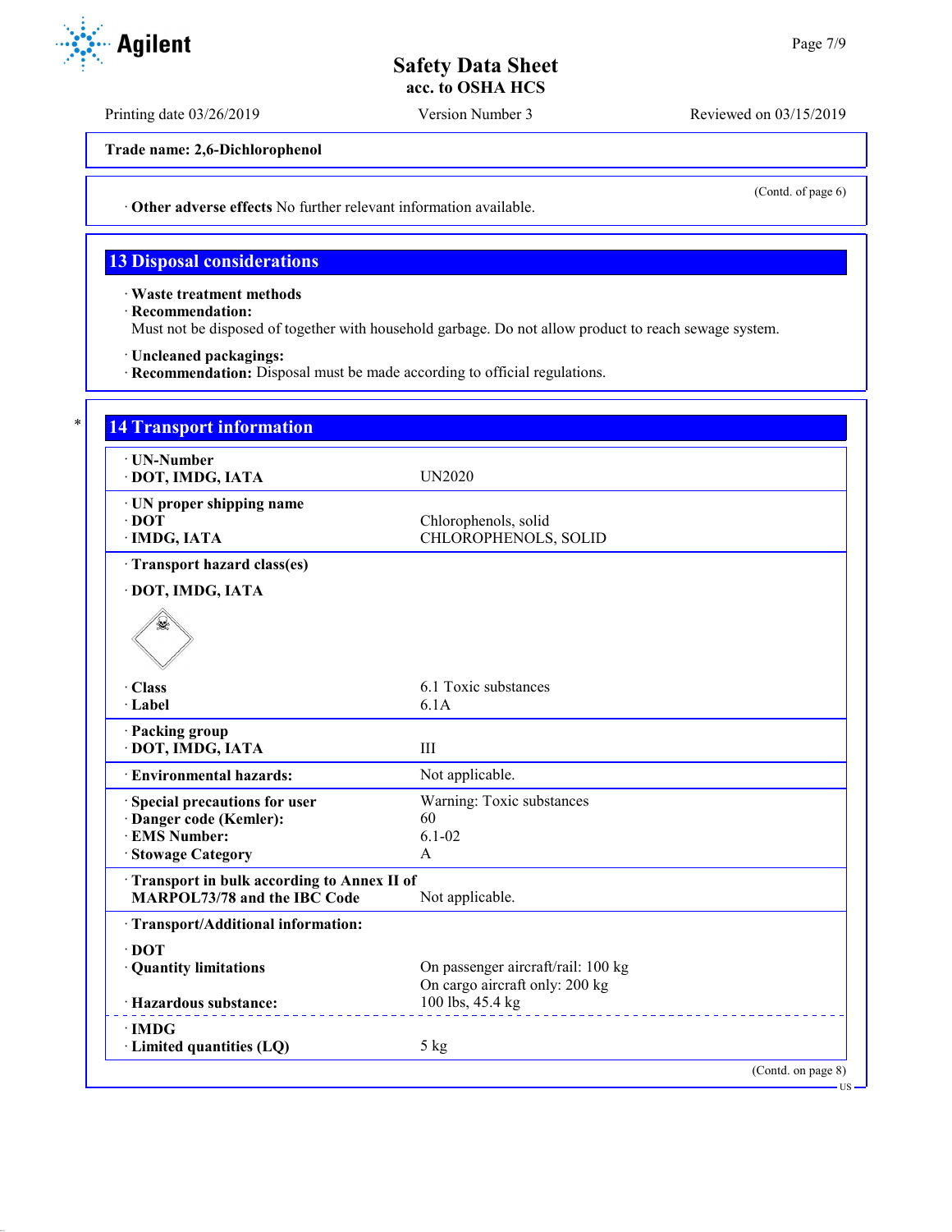Trade name: 2,6-Dichlorophenol

(Contd. of page 6)

· **Other adverse effects** No further relevant information available.

## 13 Disposal considerations

· **Waste treatment methods**
· **Recommendation:**
Must not be disposed of together with household garbage. Do not allow product to reach sewage system.

· **Uncleaned packagings:**
· **Recommendation:** Disposal must be made according to official regulations.

## 14 Transport information

| | |
|---|---|
| · **UN-Number** | |
| · **DOT, IMDG, IATA** | UN2020 |
| · **UN proper shipping name** | |
| · **DOT** | Chlorophenols, solid |
| · **IMDG, IATA** | CHLOROPHENOLS, SOLID |
| · **Transport hazard class(es)** | |
| · **DOT, IMDG, IATA** | |
| · **Class** | 6.1 Toxic substances |
| · **Label** | 6.1A |
| · **Packing group** | |
| · **DOT, IMDG, IATA** | III |
| · **Environmental hazards:** | Not applicable. |
| · **Special precautions for user** | Warning: Toxic substances |
| · **Danger code (Kemler):** | 60 |
| · **EMS Number:** | 6.1-02 |
| · **Stowage Category** | A |
| · **Transport in bulk according to Annex II of MARPOL73/78 and the IBC Code** | Not applicable. |
| · **Transport/Additional information:** | |
| · **DOT** | |
| · **Quantity limitations** | On passenger aircraft/rail: 100 kg<br>On cargo aircraft only: 200 kg |
| · **Hazardous substance:** | 100 lbs, 45.4 kg |
| · **IMDG** | |
| · **Limited quantities (LQ)** | 5 kg |

(Contd. on page 8)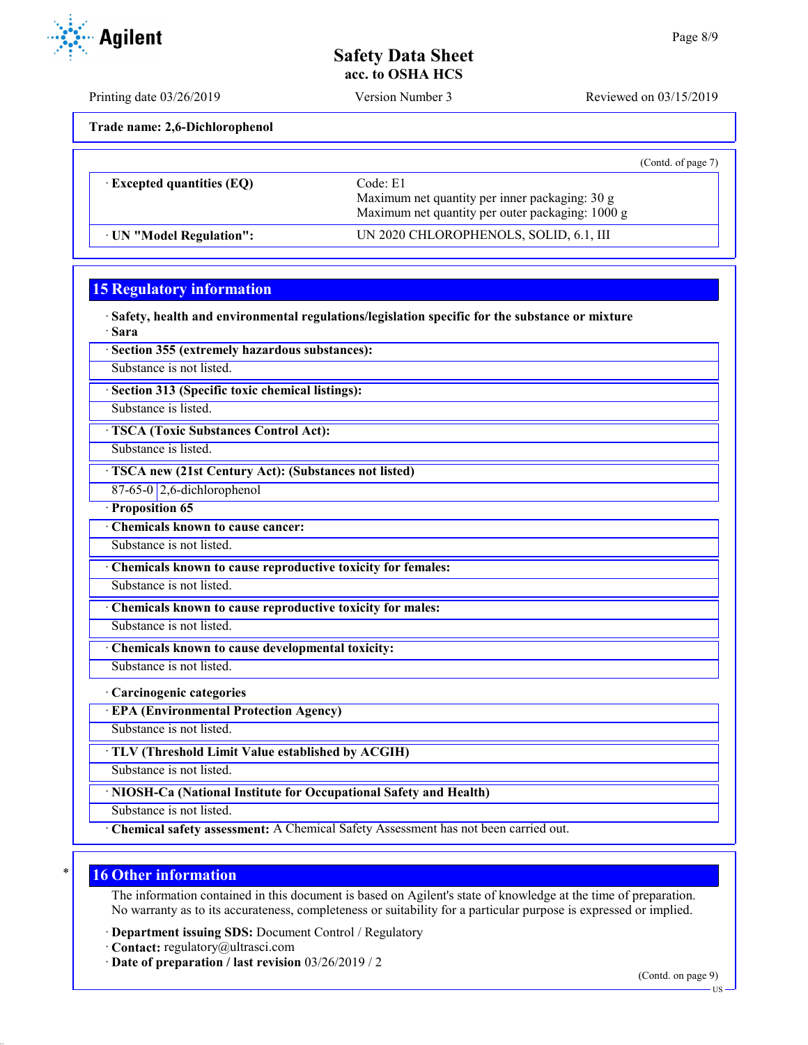**Trade name: 2,6-Dichlorophenol**

(Contd. of page 7)

| | |
|---|---|
| · **Excepted quantities (EQ)** | Code: E1<br>Maximum net quantity per inner packaging: 30 g<br>Maximum net quantity per outer packaging: 1000 g |
| · **UN "Model Regulation":** | UN 2020 CHLOROPHENOLS, SOLID, 6.1, III |

## 15 Regulatory information

· **Safety, health and environmental regulations/legislation specific for the substance or mixture**

· **Sara**

· **Section 355 (extremely hazardous substances):**

Substance is not listed.

· **Section 313 (Specific toxic chemical listings):**

Substance is listed.

· **TSCA (Toxic Substances Control Act):**

Substance is listed.

· **TSCA new (21st Century Act): (Substances not listed)**

| | |
|---|---|
| 87-65-0 | 2,6-dichlorophenol |

· **Proposition 65**

· **Chemicals known to cause cancer:**

Substance is not listed.

· **Chemicals known to cause reproductive toxicity for females:**

Substance is not listed.

· **Chemicals known to cause reproductive toxicity for males:**

Substance is not listed.

· **Chemicals known to cause developmental toxicity:**

Substance is not listed.

· **Carcinogenic categories**

· **EPA (Environmental Protection Agency)**

Substance is not listed.

· **TLV (Threshold Limit Value established by ACGIH)**

Substance is not listed.

· **NIOSH-Ca (National Institute for Occupational Safety and Health)**

Substance is not listed.

· **Chemical safety assessment:** A Chemical Safety Assessment has not been carried out.

## 16 Other information

The information contained in this document is based on Agilent's state of knowledge at the time of preparation. No warranty as to its accurateness, completeness or suitability for a particular purpose is expressed or implied.

· **Department issuing SDS:** Document Control / Regulatory

· **Contact:** regulatory@ultrasci.com

· **Date of preparation / last revision** 03/26/2019 / 2

(Contd. on page 9)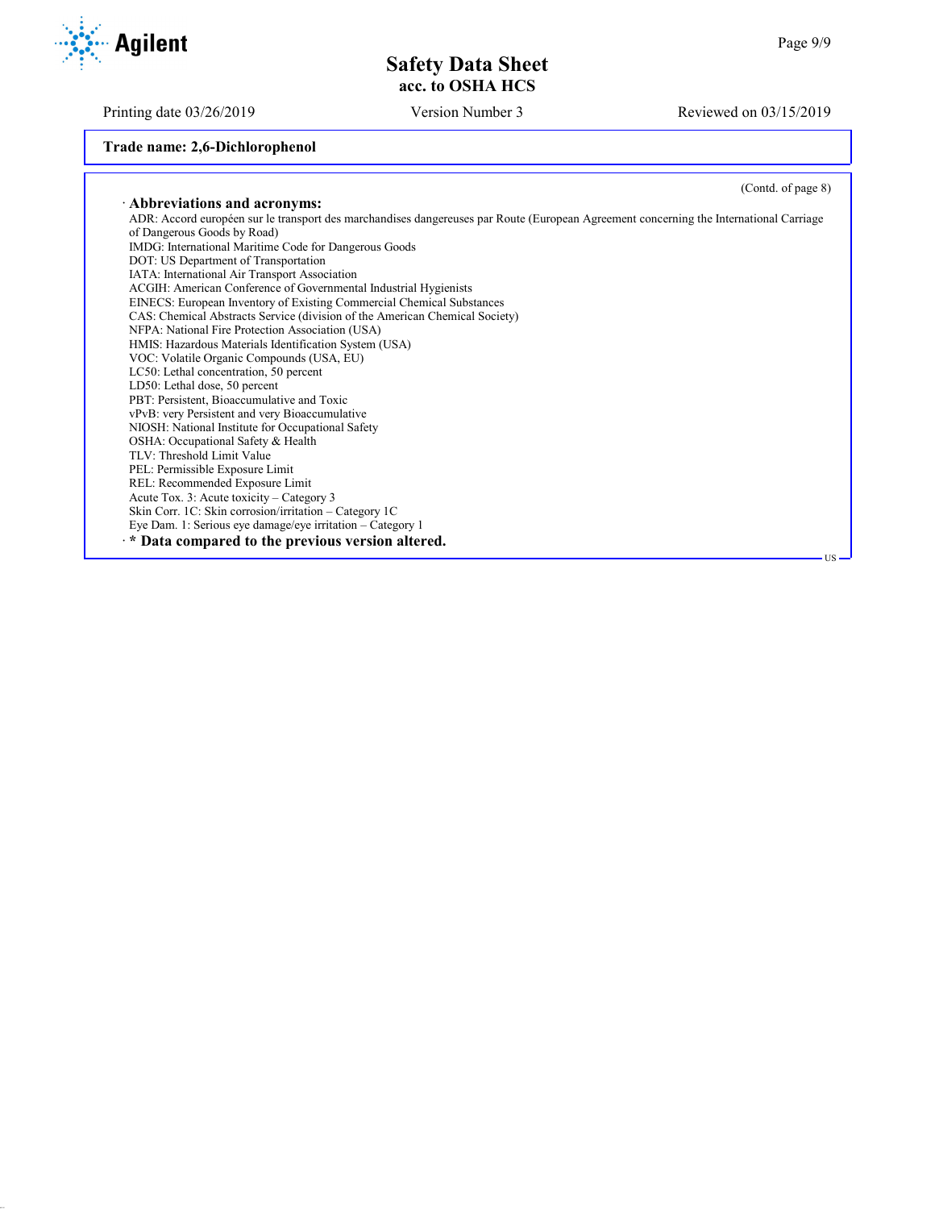**Trade name: 2,6-Dichlorophenol**

(Contd. of page 8)

· **Abbreviations and acronyms:**

ADR: Accord européen sur le transport des marchandises dangereuses par Route (European Agreement concerning the International Carriage of Dangerous Goods by Road)
IMDG: International Maritime Code for Dangerous Goods
DOT: US Department of Transportation
IATA: International Air Transport Association
ACGIH: American Conference of Governmental Industrial Hygienists
EINECS: European Inventory of Existing Commercial Chemical Substances
CAS: Chemical Abstracts Service (division of the American Chemical Society)
NFPA: National Fire Protection Association (USA)
HMIS: Hazardous Materials Identification System (USA)
VOC: Volatile Organic Compounds (USA, EU)
LC50: Lethal concentration, 50 percent
LD50: Lethal dose, 50 percent
PBT: Persistent, Bioaccumulative and Toxic
vPvB: very Persistent and very Bioaccumulative
NIOSH: National Institute for Occupational Safety
OSHA: Occupational Safety & Health
TLV: Threshold Limit Value
PEL: Permissible Exposure Limit
REL: Recommended Exposure Limit
Acute Tox. 3: Acute toxicity – Category 3
Skin Corr. 1C: Skin corrosion/irritation – Category 1C
Eye Dam. 1: Serious eye damage/eye irritation – Category 1

· **\* Data compared to the previous version altered.**

US